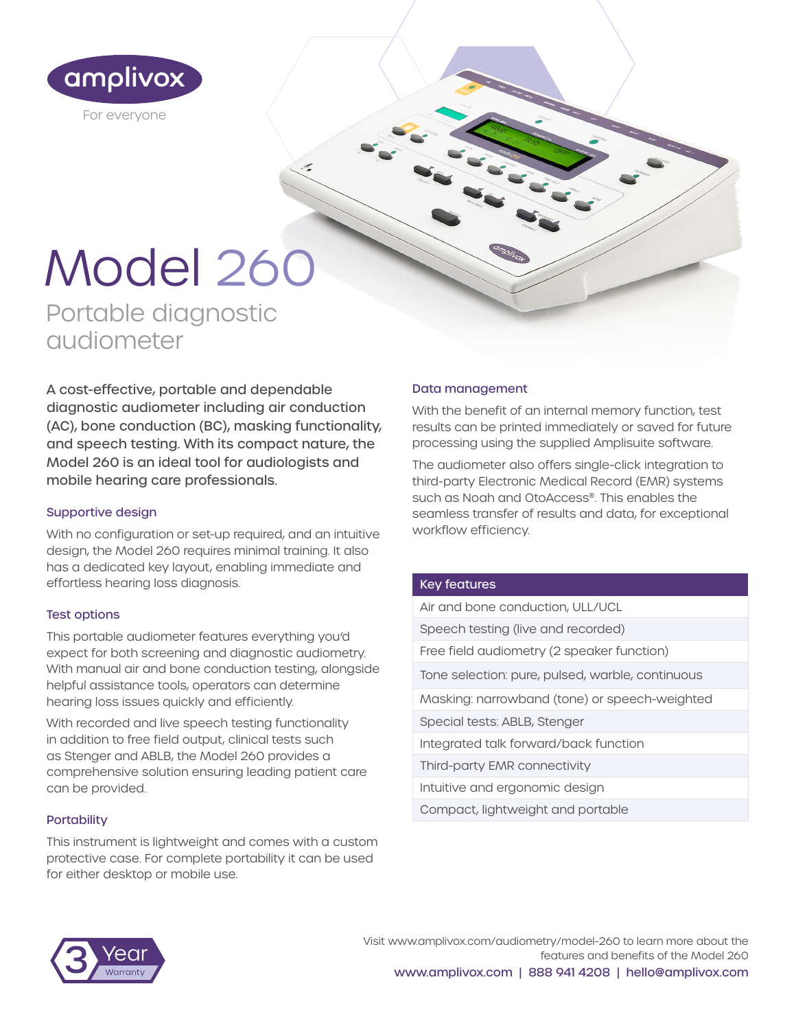amplivox

For everyone

# Model 260

## Portable diagnostic audiometer

**A cost-effective, portable and dependable diagnostic audiometer including air conduction (AC), bone conduction (BC), masking functionality, and speech testing. With its compact nature, the Model 260 is an ideal tool for audiologists and mobile hearing care professionals.**

### Supportive design

With no configuration or set-up required, and an intuitive design, the Model 260 requires minimal training. It also has a dedicated key layout, enabling immediate and effortless hearing loss diagnosis.

### Test options

This portable audiometer features everything you'd expect for both screening and diagnostic audiometry. With manual air and bone conduction testing, alongside helpful assistance tools, operators can determine hearing loss issues quickly and efficiently.

With recorded and live speech testing functionality in addition to free field output, clinical tests such as Stenger and ABLB, the Model 260 provides a comprehensive solution ensuring leading patient care can be provided.

### Portability

This instrument is lightweight and comes with a custom protective case. For complete portability it can be used for either desktop or mobile use.

### Data management

With the benefit of an internal memory function, test results can be printed immediately or saved for future processing using the supplied Amplisuite software.

The audiometer also offers single-click integration to third-party Electronic Medical Record (EMR) systems such as Noah and OtoAccess®. This enables the seamless transfer of results and data, for exceptional workflow efficiency.

| Key features |
|---|
| Air and bone conduction, ULL/UCL |
| Speech testing (live and recorded) |
| Free field audiometry (2 speaker function) |
| Tone selection: pure, pulsed, warble, continuous |
| Masking: narrowband (tone) or speech-weighted |
| Special tests: ABLB, Stenger |
| Integrated talk forward/back function |
| Third-party EMR connectivity |
| Intuitive and ergonomic design |
| Compact, lightweight and portable |

3 Year Warranty

Visit www.amplivox.com/audiometry/model-260 to learn more about the features and benefits of the Model 260

www.amplivox.com | 888 941 4208 | hello@amplivox.com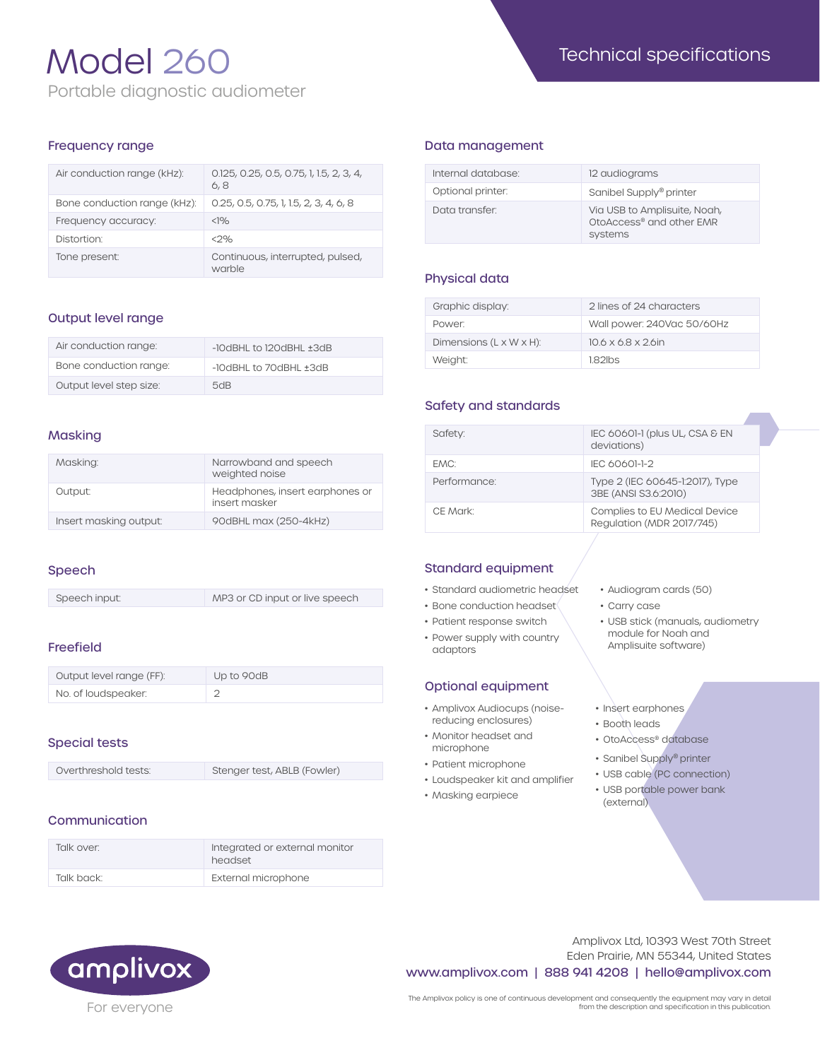# Model 260

Portable diagnostic audiometer

Technical specifications

## Frequency range

| | |
|---|---|
| Air conduction range (kHz): | 0.125, 0.25, 0.5, 0.75, 1, 1.5, 2, 3, 4, 6, 8 |
| Bone conduction range (kHz): | 0.25, 0.5, 0.75, 1, 1.5, 2, 3, 4, 6, 8 |
| Frequency accuracy: | <1% |
| Distortion: | <2% |
| Tone present: | Continuous, interrupted, pulsed, warble |

## Output level range

| | |
|---|---|
| Air conduction range: | -10dBHL to 120dBHL ±3dB |
| Bone conduction range: | -10dBHL to 70dBHL ±3dB |
| Output level step size: | 5dB |

## Masking

| | |
|---|---|
| Masking: | Narrowband and speech weighted noise |
| Output: | Headphones, insert earphones or insert masker |
| Insert masking output: | 90dBHL max (250-4kHz) |

## Speech

| | |
|---|---|
| Speech input: | MP3 or CD input or live speech |

## Freefield

| | |
|---|---|
| Output level range (FF): | Up to 90dB |
| No. of loudspeaker: | 2 |

## Special tests

| | |
|---|---|
| Overthreshold tests: | Stenger test, ABLB (Fowler) |

## Communication

| | |
|---|---|
| Talk over: | Integrated or external monitor headset |
| Talk back: | External microphone |

## Data management

| | |
|---|---|
| Internal database: | 12 audiograms |
| Optional printer: | Sanibel Supply® printer |
| Data transfer: | Via USB to Amplisuite, Noah, OtoAccess® and other EMR systems |

## Physical data

| | |
|---|---|
| Graphic display: | 2 lines of 24 characters |
| Power: | Wall power: 240Vac 50/60Hz |
| Dimensions (L x W x H): | 10.6 x 6.8 x 2.6in |
| Weight: | 1.82lbs |

## Safety and standards

| | |
|---|---|
| Safety: | IEC 60601-1 (plus UL, CSA & EN deviations) |
| EMC: | IEC 60601-1-2 |
| Performance: | Type 2 (IEC 60645-1:2017), Type 3BE (ANSI S3.6:2010) |
| CE Mark: | Complies to EU Medical Device Regulation (MDR 2017/745) |

## Standard equipment

- Standard audiometric headset
- Bone conduction headset
- Patient response switch
- Power supply with country adaptors
- Audiogram cards (50)
- Carry case
- USB stick (manuals, audiometry module for Noah and Amplisuite software)

## Optional equipment

- Amplivox Audiocups (noise-reducing enclosures)
- Monitor headset and microphone
- Patient microphone
- Loudspeaker kit and amplifier
- Masking earpiece
- Insert earphones
- Booth leads
- OtoAccess® database
- Sanibel Supply® printer
- USB cable (PC connection)
- USB portable power bank (external)

amplivox

For everyone

Amplivox Ltd, 10393 West 70th Street
Eden Prairie, MN 55344, United States

www.amplivox.com | 888 941 4208 | hello@amplivox.com

The Amplivox policy is one of continuous development and consequently the equipment may vary in detail from the description and specification in this publication.